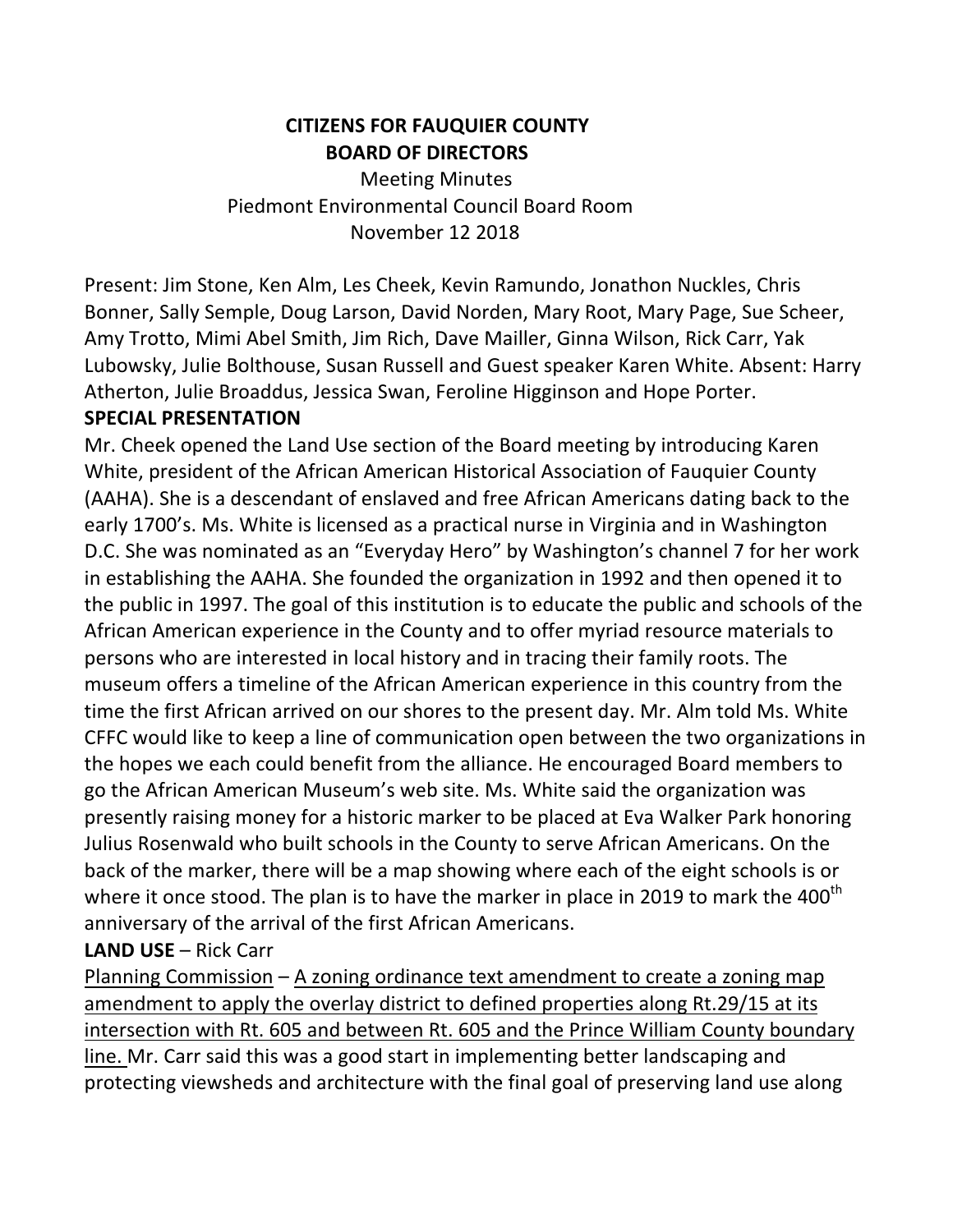# CITIZENS FOR FAUQUIER COUNTY
## BOARD OF DIRECTORS

Meeting Minutes
Piedmont Environmental Council Board Room
November 12 2018

Present: Jim Stone, Ken Alm, Les Cheek, Kevin Ramundo, Jonathon Nuckles, Chris Bonner, Sally Semple, Doug Larson, David Norden, Mary Root, Mary Page, Sue Scheer, Amy Trotto, Mimi Abel Smith, Jim Rich, Dave Mailler, Ginna Wilson, Rick Carr, Yak Lubowsky, Julie Bolthouse, Susan Russell and Guest speaker Karen White. Absent: Harry Atherton, Julie Broaddus, Jessica Swan, Feroline Higginson and Hope Porter.

**SPECIAL PRESENTATION**

Mr. Cheek opened the Land Use section of the Board meeting by introducing Karen White, president of the African American Historical Association of Fauquier County (AAHA). She is a descendant of enslaved and free African Americans dating back to the early 1700's. Ms. White is licensed as a practical nurse in Virginia and in Washington D.C. She was nominated as an "Everyday Hero" by Washington's channel 7 for her work in establishing the AAHA. She founded the organization in 1992 and then opened it to the public in 1997. The goal of this institution is to educate the public and schools of the African American experience in the County and to offer myriad resource materials to persons who are interested in local history and in tracing their family roots. The museum offers a timeline of the African American experience in this country from the time the first African arrived on our shores to the present day. Mr. Alm told Ms. White CFFC would like to keep a line of communication open between the two organizations in the hopes we each could benefit from the alliance. He encouraged Board members to go the African American Museum's web site. Ms. White said the organization was presently raising money for a historic marker to be placed at Eva Walker Park honoring Julius Rosenwald who built schools in the County to serve African Americans. On the back of the marker, there will be a map showing where each of the eight schools is or where it once stood. The plan is to have the marker in place in 2019 to mark the 400th anniversary of the arrival of the first African Americans.

**LAND USE** – Rick Carr

<u>Planning Commission</u> – <u>A zoning ordinance text amendment to create a zoning map amendment to apply the overlay district to defined properties along Rt.29/15 at its intersection with Rt. 605 and between Rt. 605 and the Prince William County boundary line.</u> Mr. Carr said this was a good start in implementing better landscaping and protecting viewsheds and architecture with the final goal of preserving land use along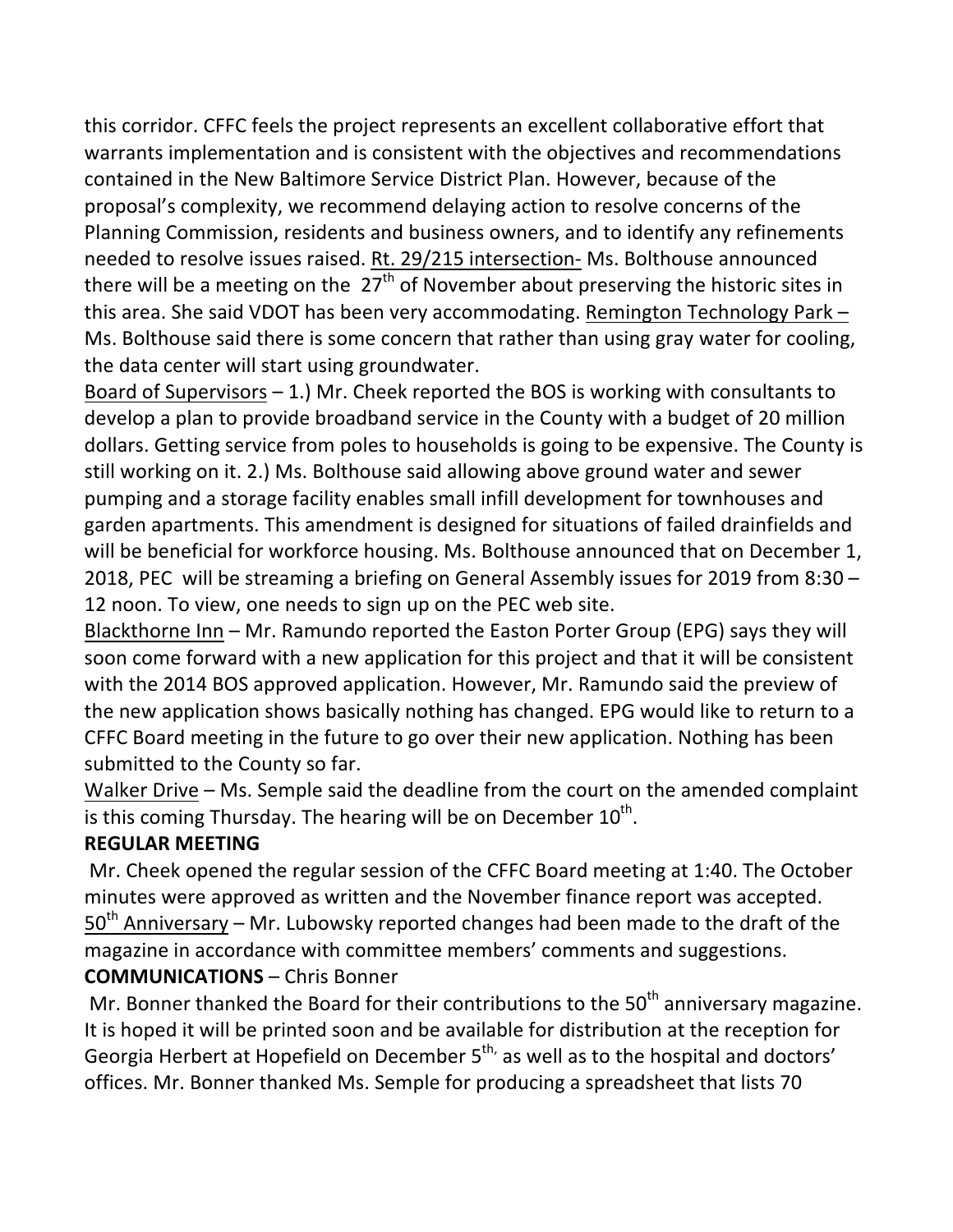this corridor. CFFC feels the project represents an excellent collaborative effort that warrants implementation and is consistent with the objectives and recommendations contained in the New Baltimore Service District Plan. However, because of the proposal's complexity, we recommend delaying action to resolve concerns of the Planning Commission, residents and business owners, and to identify any refinements needed to resolve issues raised. Rt. 29/215 intersection- Ms. Bolthouse announced there will be a meeting on the 27th of November about preserving the historic sites in this area. She said VDOT has been very accommodating. Remington Technology Park – Ms. Bolthouse said there is some concern that rather than using gray water for cooling, the data center will start using groundwater.

Board of Supervisors – 1.) Mr. Cheek reported the BOS is working with consultants to develop a plan to provide broadband service in the County with a budget of 20 million dollars. Getting service from poles to households is going to be expensive. The County is still working on it. 2.) Ms. Bolthouse said allowing above ground water and sewer pumping and a storage facility enables small infill development for townhouses and garden apartments. This amendment is designed for situations of failed drainfields and will be beneficial for workforce housing. Ms. Bolthouse announced that on December 1, 2018, PEC will be streaming a briefing on General Assembly issues for 2019 from 8:30 – 12 noon. To view, one needs to sign up on the PEC web site.

Blackthorne Inn – Mr. Ramundo reported the Easton Porter Group (EPG) says they will soon come forward with a new application for this project and that it will be consistent with the 2014 BOS approved application. However, Mr. Ramundo said the preview of the new application shows basically nothing has changed. EPG would like to return to a CFFC Board meeting in the future to go over their new application. Nothing has been submitted to the County so far.

Walker Drive – Ms. Semple said the deadline from the court on the amended complaint is this coming Thursday. The hearing will be on December 10th.

**REGULAR MEETING**

Mr. Cheek opened the regular session of the CFFC Board meeting at 1:40. The October minutes were approved as written and the November finance report was accepted.

50th Anniversary – Mr. Lubowsky reported changes had been made to the draft of the magazine in accordance with committee members' comments and suggestions.

**COMMUNICATIONS** – Chris Bonner

Mr. Bonner thanked the Board for their contributions to the 50th anniversary magazine. It is hoped it will be printed soon and be available for distribution at the reception for Georgia Herbert at Hopefield on December 5th, as well as to the hospital and doctors' offices. Mr. Bonner thanked Ms. Semple for producing a spreadsheet that lists 70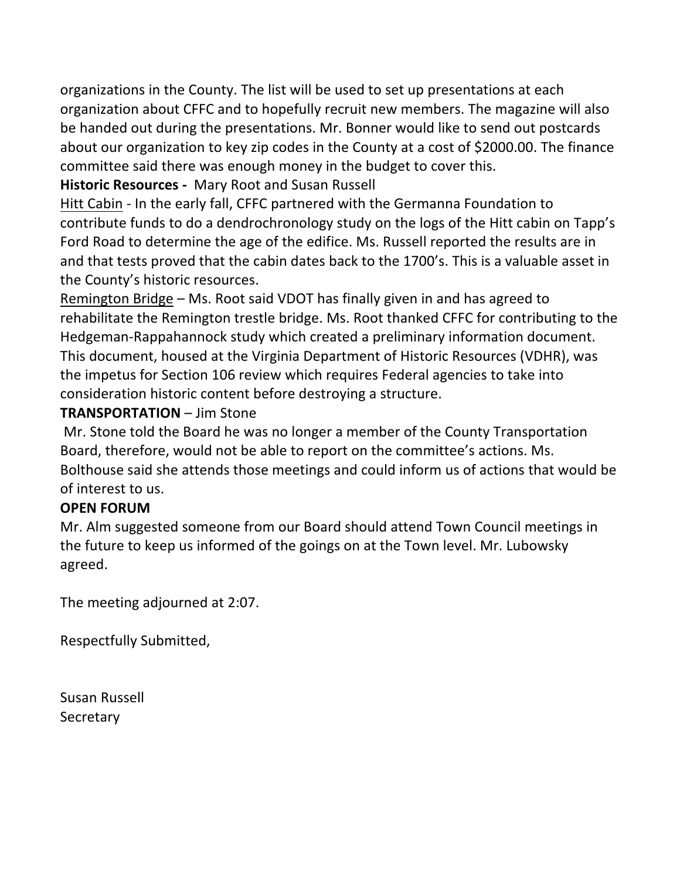organizations in the County. The list will be used to set up presentations at each organization about CFFC and to hopefully recruit new members. The magazine will also be handed out during the presentations. Mr. Bonner would like to send out postcards about our organization to key zip codes in the County at a cost of $2000.00. The finance committee said there was enough money in the budget to cover this.

**Historic Resources -** Mary Root and Susan Russell

Hitt Cabin - In the early fall, CFFC partnered with the Germanna Foundation to contribute funds to do a dendrochronology study on the logs of the Hitt cabin on Tapp's Ford Road to determine the age of the edifice. Ms. Russell reported the results are in and that tests proved that the cabin dates back to the 1700's. This is a valuable asset in the County's historic resources.

Remington Bridge – Ms. Root said VDOT has finally given in and has agreed to rehabilitate the Remington trestle bridge. Ms. Root thanked CFFC for contributing to the Hedgeman-Rappahannock study which created a preliminary information document. This document, housed at the Virginia Department of Historic Resources (VDHR), was the impetus for Section 106 review which requires Federal agencies to take into consideration historic content before destroying a structure.

**TRANSPORTATION** – Jim Stone

Mr. Stone told the Board he was no longer a member of the County Transportation Board, therefore, would not be able to report on the committee's actions. Ms. Bolthouse said she attends those meetings and could inform us of actions that would be of interest to us.

**OPEN FORUM**

Mr. Alm suggested someone from our Board should attend Town Council meetings in the future to keep us informed of the goings on at the Town level. Mr. Lubowsky agreed.

The meeting adjourned at 2:07.

Respectfully Submitted,

Susan Russell
Secretary